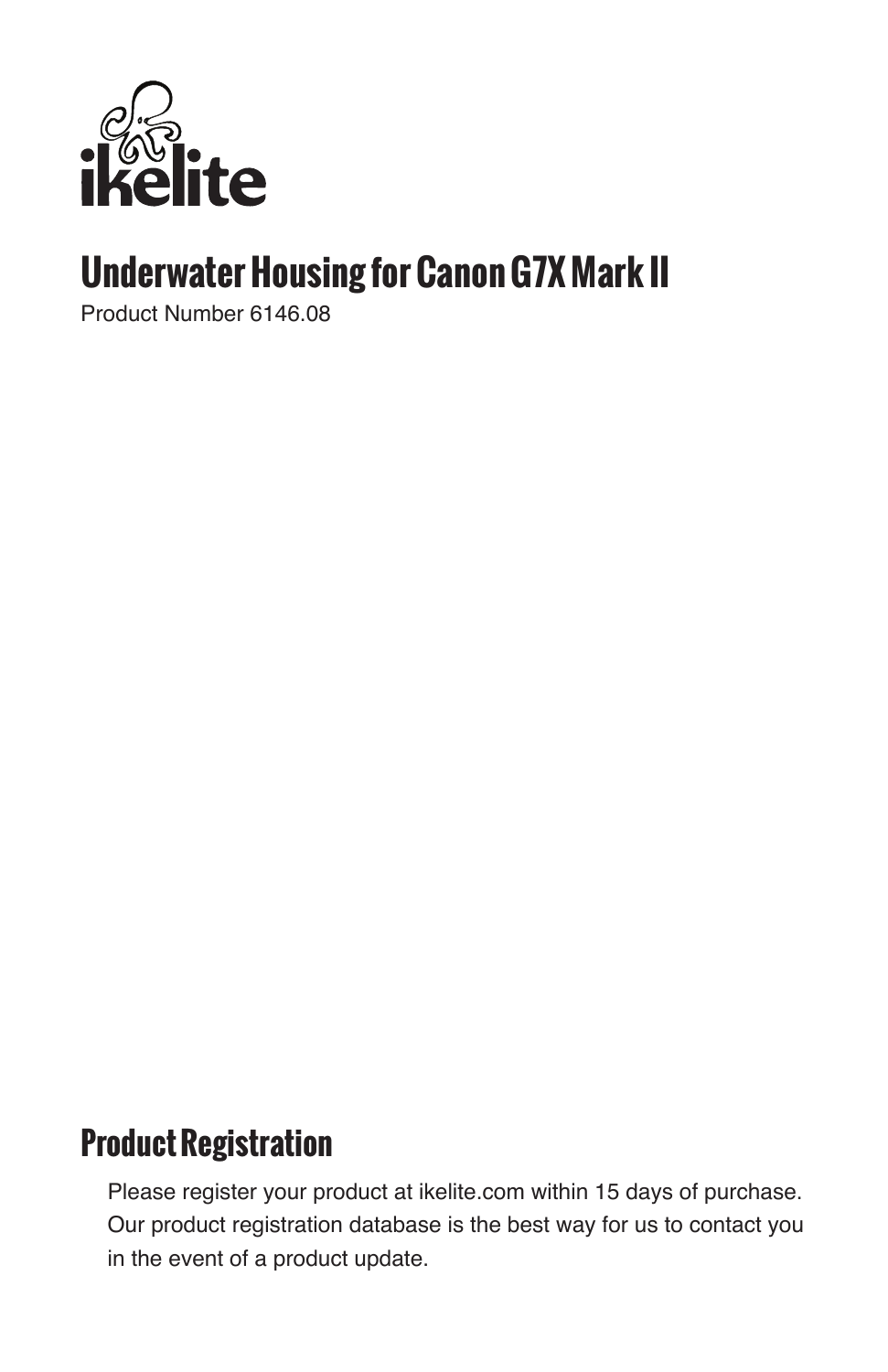ikelite

# Underwater Housing for Canon G7X Mark II

Product Number 6146.08

## Product Registration

Please register your product at ikelite.com within 15 days of purchase. Our product registration database is the best way for us to contact you in the event of a product update.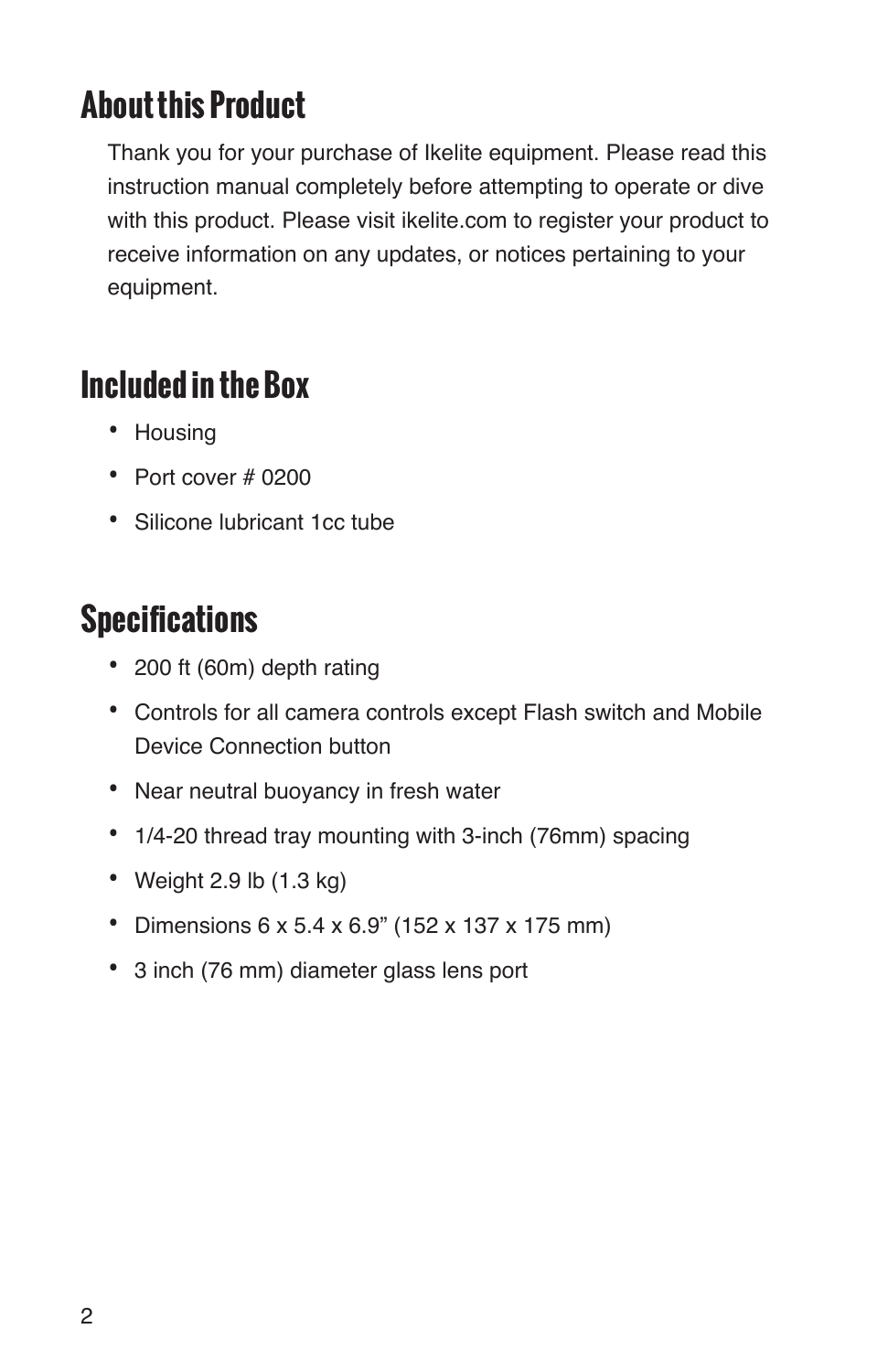## About this Product

Thank you for your purchase of Ikelite equipment. Please read this instruction manual completely before attempting to operate or dive with this product. Please visit ikelite.com to register your product to receive information on any updates, or notices pertaining to your equipment.

## Included in the Box

- Housing
- Port cover # 0200
- Silicone lubricant 1cc tube

## Specifications

- 200 ft (60m) depth rating
- Controls for all camera controls except Flash switch and Mobile Device Connection button
- Near neutral buoyancy in fresh water
- 1/4-20 thread tray mounting with 3-inch (76mm) spacing
- Weight 2.9 lb (1.3 kg)
- Dimensions 6 x 5.4 x 6.9" (152 x 137 x 175 mm)
- 3 inch (76 mm) diameter glass lens port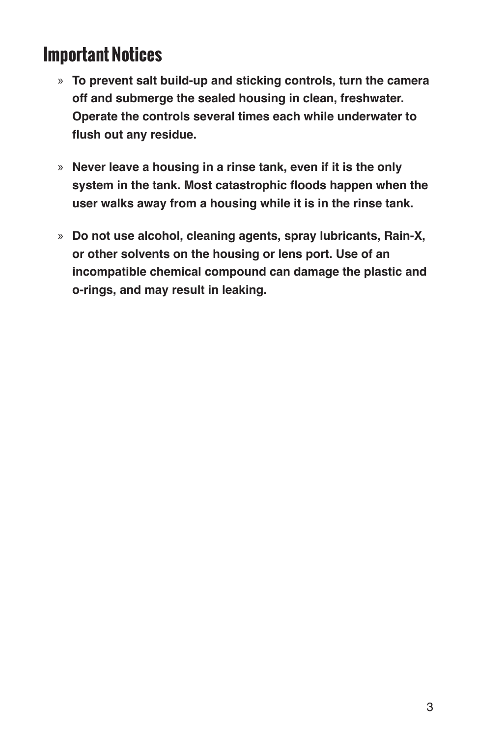# Important Notices

- **To prevent salt build-up and sticking controls, turn the camera off and submerge the sealed housing in clean, freshwater. Operate the controls several times each while underwater to flush out any residue.**

- **Never leave a housing in a rinse tank, even if it is the only system in the tank. Most catastrophic floods happen when the user walks away from a housing while it is in the rinse tank.**

- **Do not use alcohol, cleaning agents, spray lubricants, Rain-X, or other solvents on the housing or lens port. Use of an incompatible chemical compound can damage the plastic and o-rings, and may result in leaking.**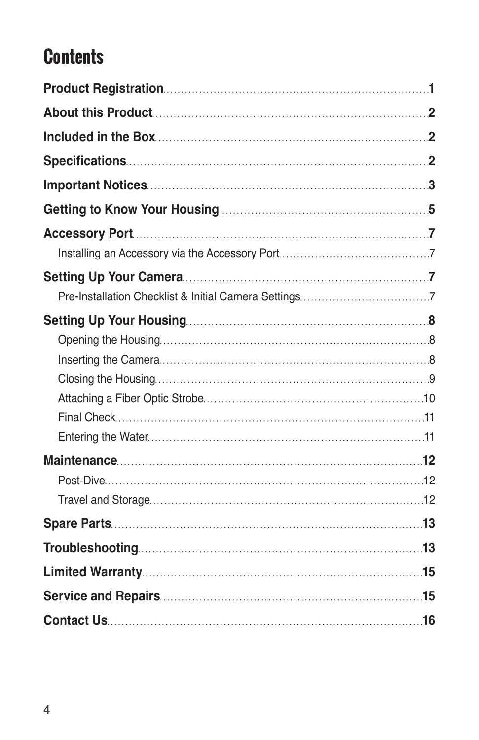# Contents

**Product Registration** .......... **1**

**About this Product** .......... **2**

**Included in the Box** .......... **2**

**Specifications** .......... **2**

**Important Notices** .......... **3**

**Getting to Know Your Housing** .......... **5**

**Accessory Port** .......... **7**

- Installing an Accessory via the Accessory Port .......... 7

**Setting Up Your Camera** .......... **7**

- Pre-Installation Checklist & Initial Camera Settings .......... 7

**Setting Up Your Housing** .......... **8**

- Opening the Housing .......... 8
- Inserting the Camera .......... 8
- Closing the Housing .......... 9
- Attaching a Fiber Optic Strobe .......... 10
- Final Check .......... 11
- Entering the Water .......... 11

**Maintenance** .......... **12**

- Post-Dive .......... 12
- Travel and Storage .......... 12

**Spare Parts** .......... **13**

**Troubleshooting** .......... **13**

**Limited Warranty** .......... **15**

**Service and Repairs** .......... **15**

**Contact Us** .......... **16**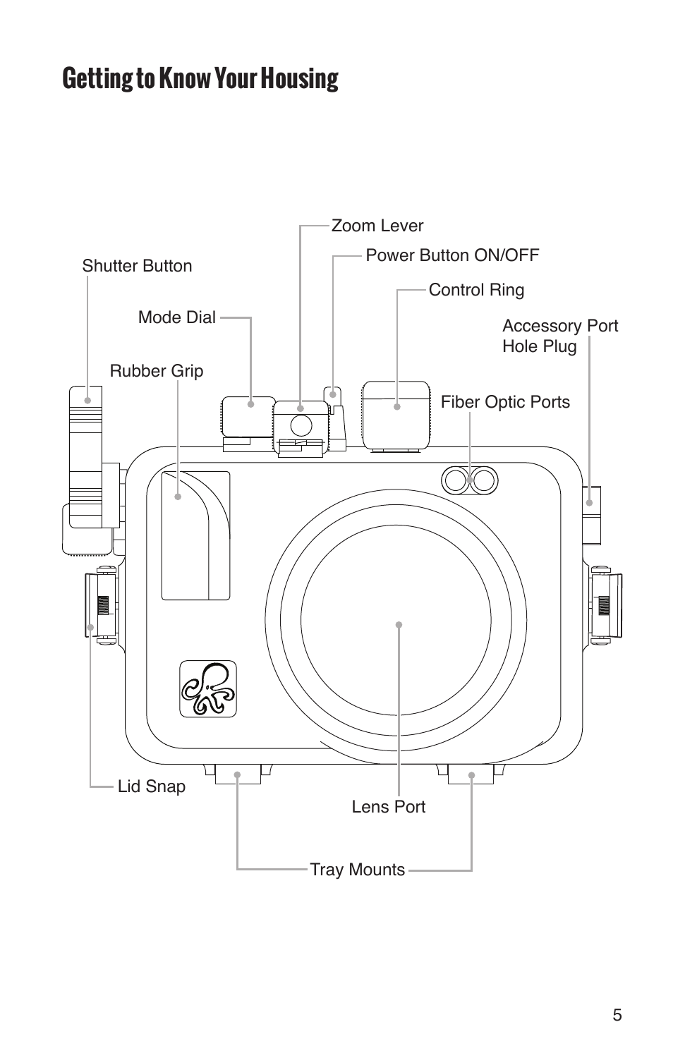# Getting to Know Your Housing

Zoom Lever

Power Button ON/OFF

Shutter Button

Control Ring

Mode Dial

Accessory Port Hole Plug

Rubber Grip

Fiber Optic Ports

Lid Snap

Lens Port

Tray Mounts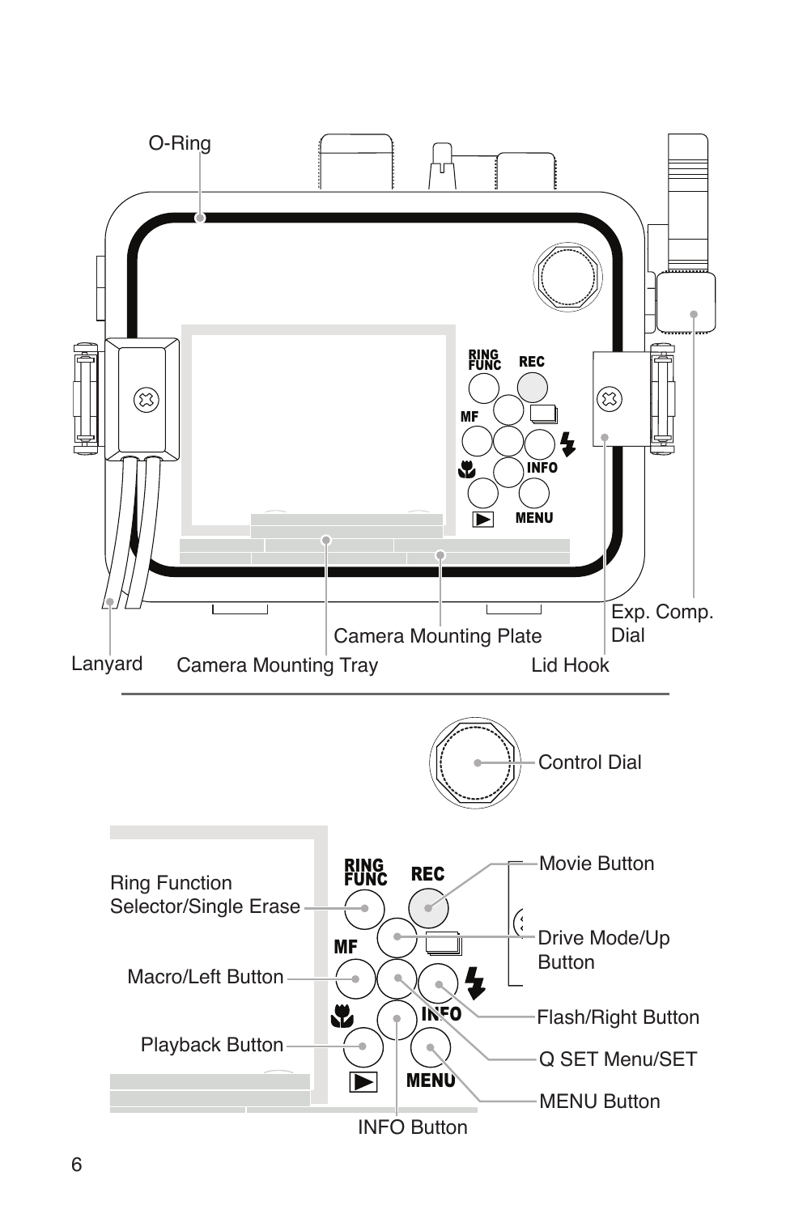O-Ring

Lanyard

Camera Mounting Tray

Camera Mounting Plate

Lid Hook

Exp. Comp. Dial

Control Dial

Movie Button

Ring Function Selector/Single Erase

Drive Mode/Up Button

Macro/Left Button

Flash/Right Button

Playback Button

Q SET Menu/SET

MENU Button

INFO Button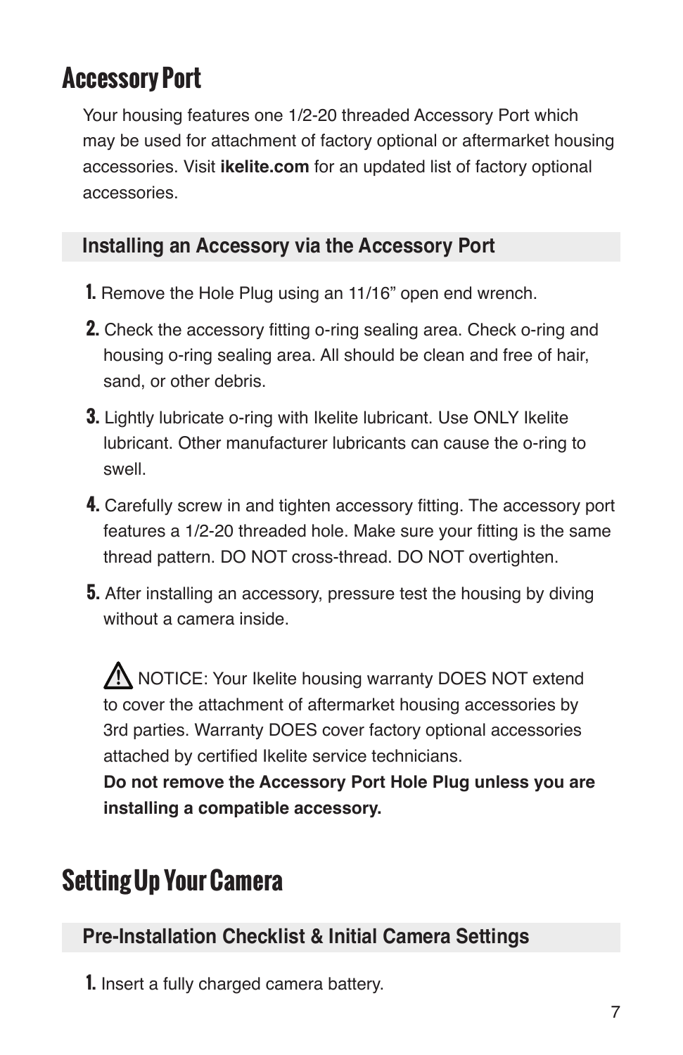# Accessory Port

Your housing features one 1/2-20 threaded Accessory Port which may be used for attachment of factory optional or aftermarket housing accessories. Visit **ikelite.com** for an updated list of factory optional accessories.

## Installing an Accessory via the Accessory Port

**1.** Remove the Hole Plug using an 11/16" open end wrench.

**2.** Check the accessory fitting o-ring sealing area. Check o-ring and housing o-ring sealing area. All should be clean and free of hair, sand, or other debris.

**3.** Lightly lubricate o-ring with Ikelite lubricant. Use ONLY Ikelite lubricant. Other manufacturer lubricants can cause the o-ring to swell.

**4.** Carefully screw in and tighten accessory fitting. The accessory port features a 1/2-20 threaded hole. Make sure your fitting is the same thread pattern. DO NOT cross-thread. DO NOT overtighten.

**5.** After installing an accessory, pressure test the housing by diving without a camera inside.

⚠ NOTICE: Your Ikelite housing warranty DOES NOT extend to cover the attachment of aftermarket housing accessories by 3rd parties. Warranty DOES cover factory optional accessories attached by certified Ikelite service technicians.
**Do not remove the Accessory Port Hole Plug unless you are installing a compatible accessory.**

# Setting Up Your Camera

## Pre-Installation Checklist & Initial Camera Settings

**1.** Insert a fully charged camera battery.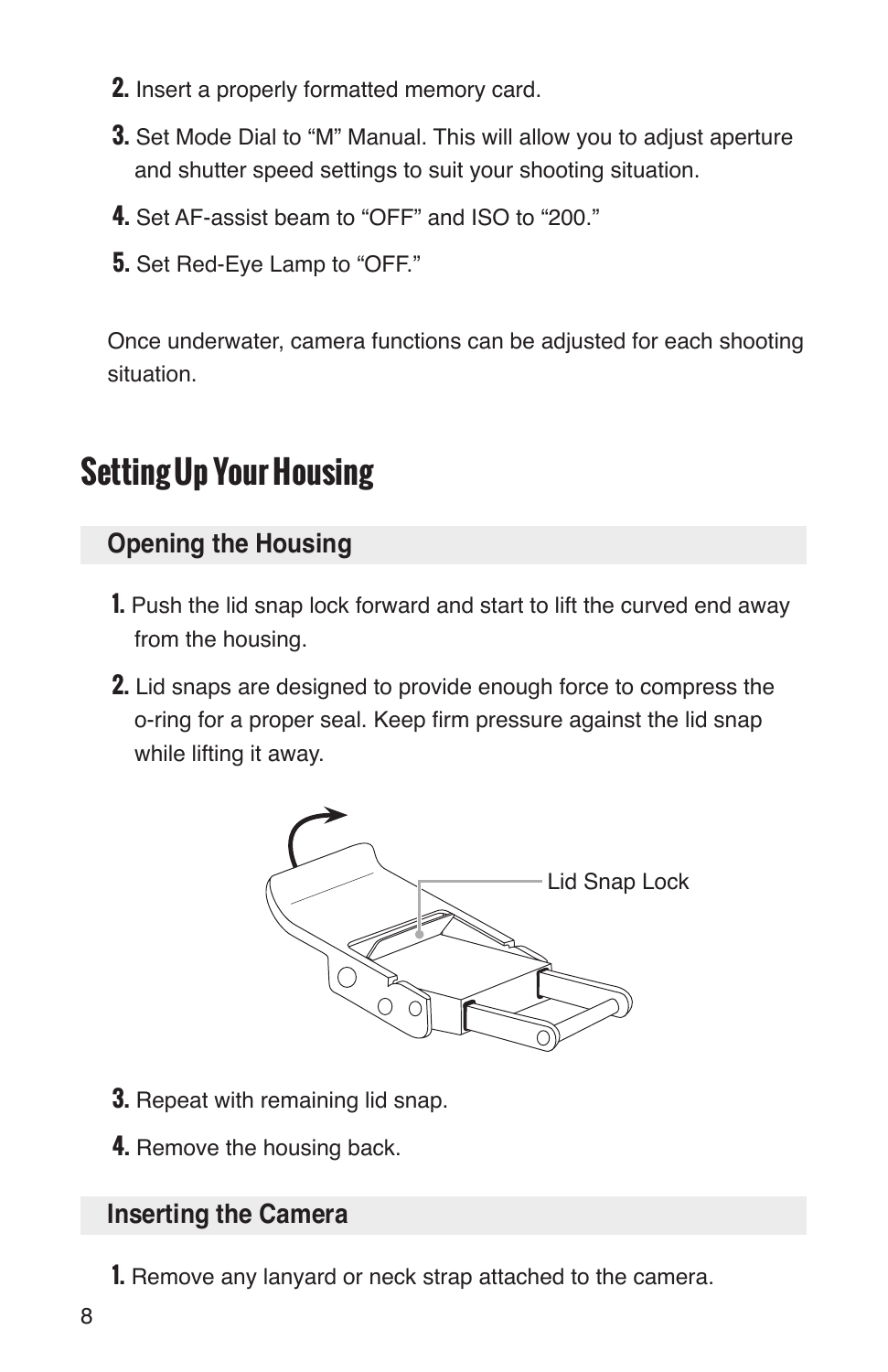2. Insert a properly formatted memory card.
3. Set Mode Dial to “M” Manual. This will allow you to adjust aperture and shutter speed settings to suit your shooting situation.
4. Set AF-assist beam to “OFF” and ISO to “200.”
5. Set Red-Eye Lamp to “OFF.”

Once underwater, camera functions can be adjusted for each shooting situation.

# Setting Up Your Housing

## Opening the Housing

1. Push the lid snap lock forward and start to lift the curved end away from the housing.
2. Lid snaps are designed to provide enough force to compress the o-ring for a proper seal. Keep firm pressure against the lid snap while lifting it away.

Lid Snap Lock

3. Repeat with remaining lid snap.
4. Remove the housing back.

## Inserting the Camera

1. Remove any lanyard or neck strap attached to the camera.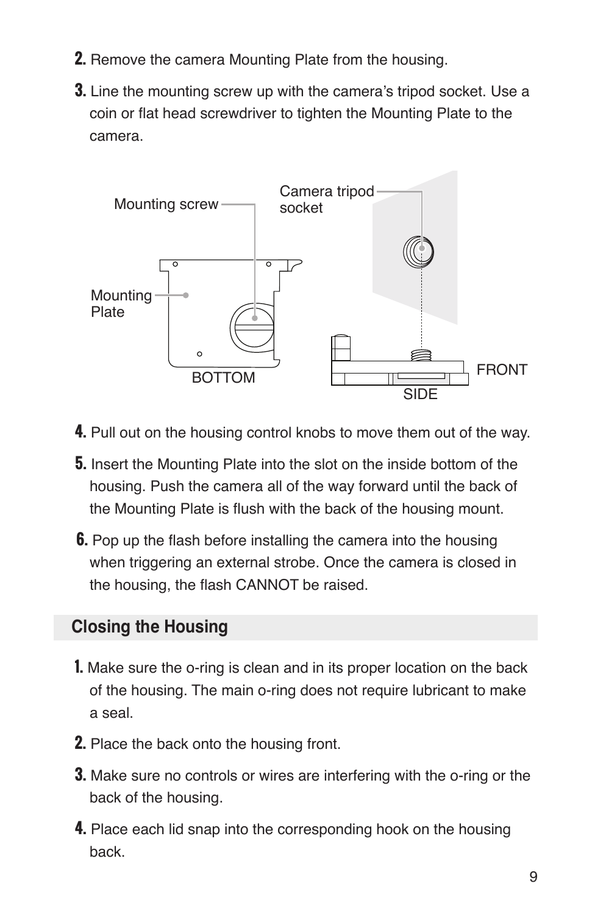2. Remove the camera Mounting Plate from the housing.

3. Line the mounting screw up with the camera's tripod socket. Use a coin or flat head screwdriver to tighten the Mounting Plate to the camera.

Mounting screw

Camera tripod socket

Mounting Plate

BOTTOM

SIDE

FRONT

4. Pull out on the housing control knobs to move them out of the way.

5. Insert the Mounting Plate into the slot on the inside bottom of the housing. Push the camera all of the way forward until the back of the Mounting Plate is flush with the back of the housing mount.

6. Pop up the flash before installing the camera into the housing when triggering an external strobe. Once the camera is closed in the housing, the flash CANNOT be raised.

## Closing the Housing

1. Make sure the o-ring is clean and in its proper location on the back of the housing. The main o-ring does not require lubricant to make a seal.

2. Place the back onto the housing front.

3. Make sure no controls or wires are interfering with the o-ring or the back of the housing.

4. Place each lid snap into the corresponding hook on the housing back.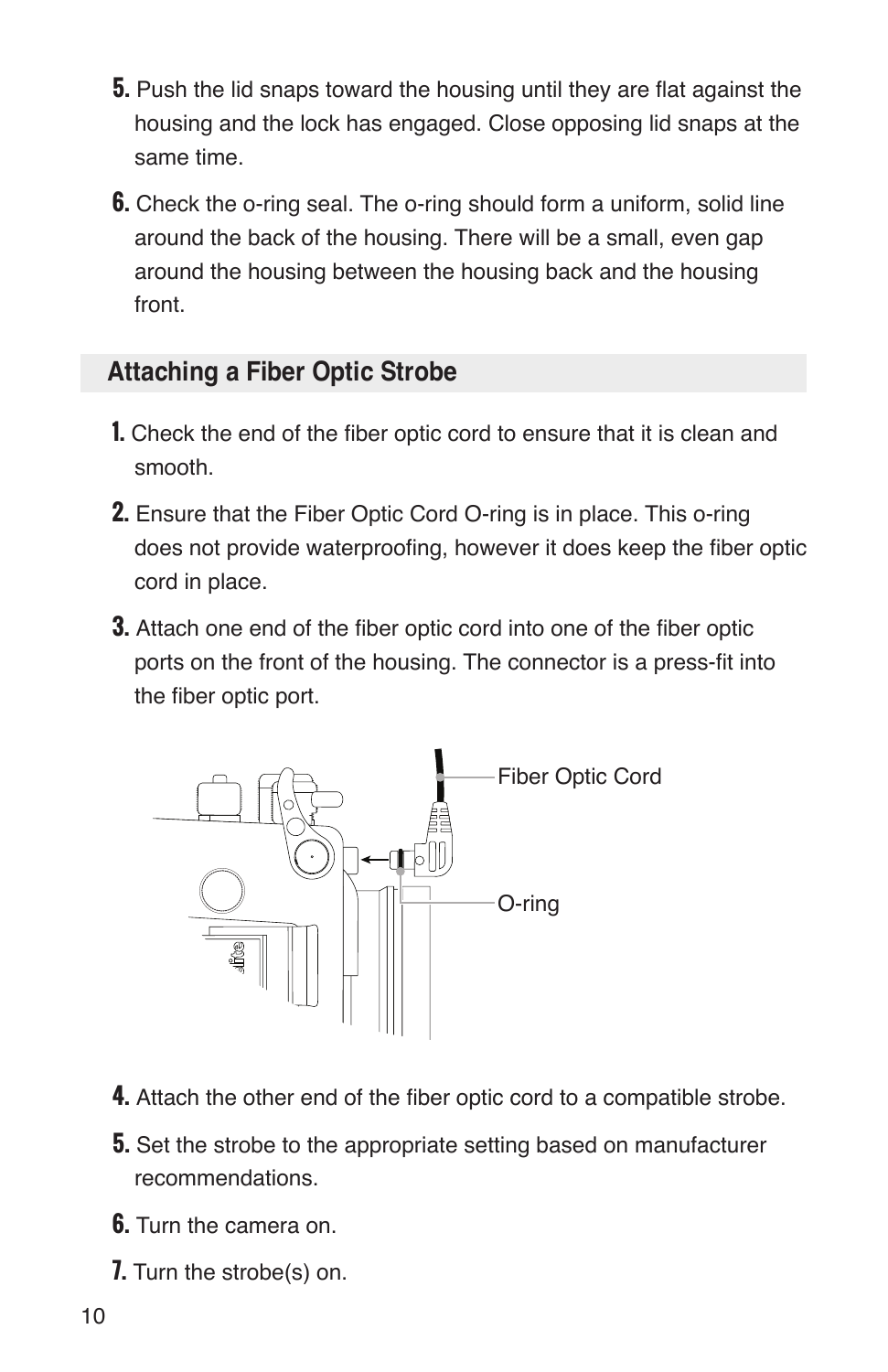5. Push the lid snaps toward the housing until they are flat against the housing and the lock has engaged. Close opposing lid snaps at the same time.

6. Check the o-ring seal. The o-ring should form a uniform, solid line around the back of the housing. There will be a small, even gap around the housing between the housing back and the housing front.

## Attaching a Fiber Optic Strobe

1. Check the end of the fiber optic cord to ensure that it is clean and smooth.

2. Ensure that the Fiber Optic Cord O-ring is in place. This o-ring does not provide waterproofing, however it does keep the fiber optic cord in place.

3. Attach one end of the fiber optic cord into one of the fiber optic ports on the front of the housing. The connector is a press-fit into the fiber optic port.

Fiber Optic Cord

O-ring

4. Attach the other end of the fiber optic cord to a compatible strobe.

5. Set the strobe to the appropriate setting based on manufacturer recommendations.

6. Turn the camera on.

7. Turn the strobe(s) on.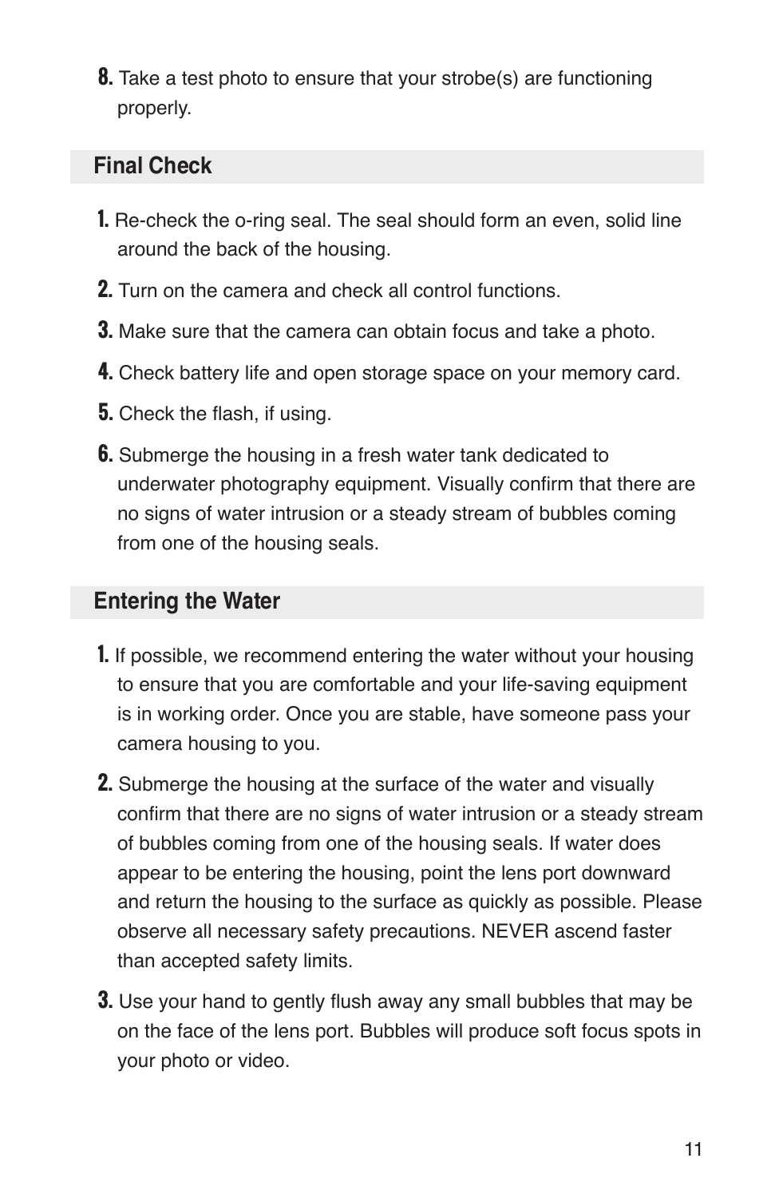8. Take a test photo to ensure that your strobe(s) are functioning properly.

## Final Check

1. Re-check the o-ring seal. The seal should form an even, solid line around the back of the housing.
2. Turn on the camera and check all control functions.
3. Make sure that the camera can obtain focus and take a photo.
4. Check battery life and open storage space on your memory card.
5. Check the flash, if using.
6. Submerge the housing in a fresh water tank dedicated to underwater photography equipment. Visually confirm that there are no signs of water intrusion or a steady stream of bubbles coming from one of the housing seals.

## Entering the Water

1. If possible, we recommend entering the water without your housing to ensure that you are comfortable and your life-saving equipment is in working order. Once you are stable, have someone pass your camera housing to you.
2. Submerge the housing at the surface of the water and visually confirm that there are no signs of water intrusion or a steady stream of bubbles coming from one of the housing seals. If water does appear to be entering the housing, point the lens port downward and return the housing to the surface as quickly as possible. Please observe all necessary safety precautions. NEVER ascend faster than accepted safety limits.
3. Use your hand to gently flush away any small bubbles that may be on the face of the lens port. Bubbles will produce soft focus spots in your photo or video.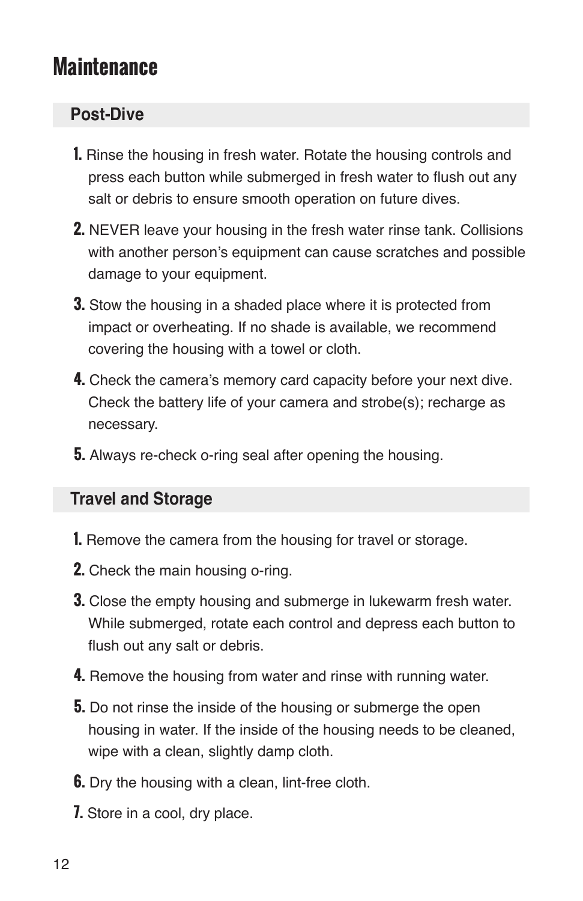# Maintenance

## Post-Dive

1. Rinse the housing in fresh water. Rotate the housing controls and press each button while submerged in fresh water to flush out any salt or debris to ensure smooth operation on future dives.
2. NEVER leave your housing in the fresh water rinse tank. Collisions with another person's equipment can cause scratches and possible damage to your equipment.
3. Stow the housing in a shaded place where it is protected from impact or overheating. If no shade is available, we recommend covering the housing with a towel or cloth.
4. Check the camera's memory card capacity before your next dive. Check the battery life of your camera and strobe(s); recharge as necessary.
5. Always re-check o-ring seal after opening the housing.

## Travel and Storage

1. Remove the camera from the housing for travel or storage.
2. Check the main housing o-ring.
3. Close the empty housing and submerge in lukewarm fresh water. While submerged, rotate each control and depress each button to flush out any salt or debris.
4. Remove the housing from water and rinse with running water.
5. Do not rinse the inside of the housing or submerge the open housing in water. If the inside of the housing needs to be cleaned, wipe with a clean, slightly damp cloth.
6. Dry the housing with a clean, lint-free cloth.
7. Store in a cool, dry place.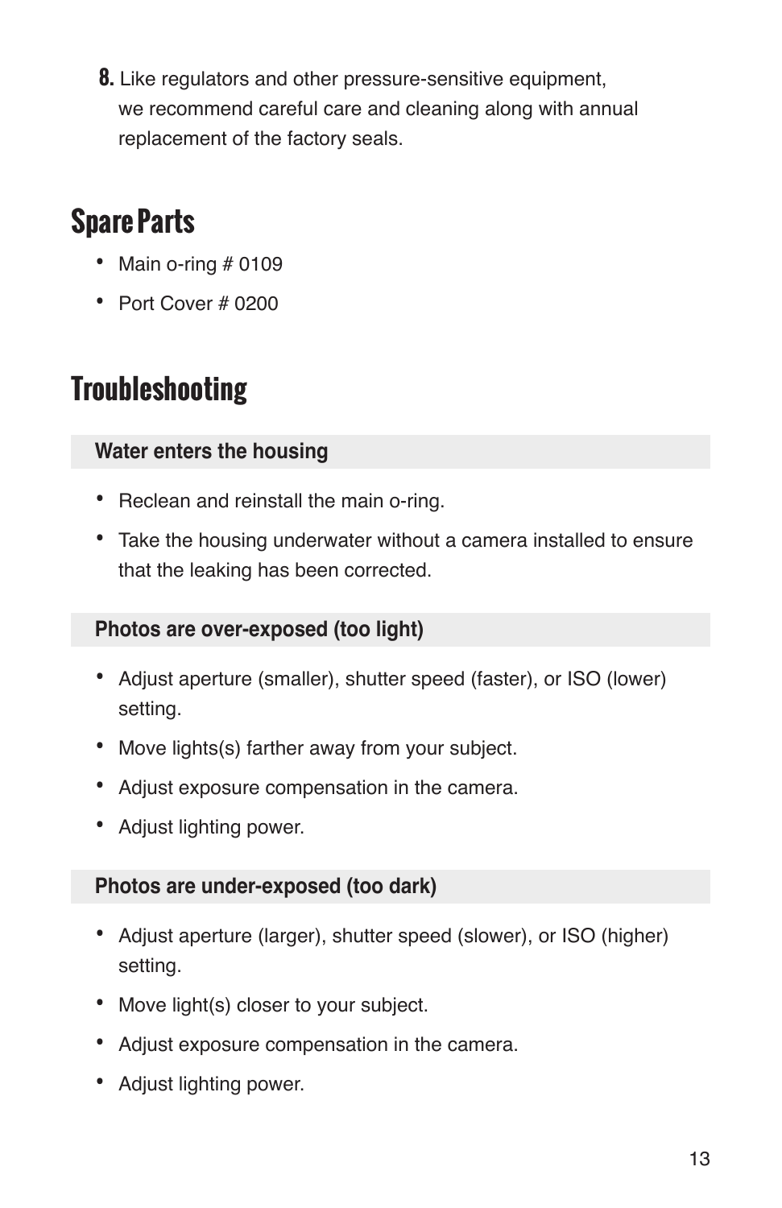8. Like regulators and other pressure-sensitive equipment, we recommend careful care and cleaning along with annual replacement of the factory seals.

## Spare Parts

- Main o-ring # 0109
- Port Cover # 0200

## Troubleshooting

### Water enters the housing

- Reclean and reinstall the main o-ring.
- Take the housing underwater without a camera installed to ensure that the leaking has been corrected.

### Photos are over-exposed (too light)

- Adjust aperture (smaller), shutter speed (faster), or ISO (lower) setting.
- Move lights(s) farther away from your subject.
- Adjust exposure compensation in the camera.
- Adjust lighting power.

### Photos are under-exposed (too dark)

- Adjust aperture (larger), shutter speed (slower), or ISO (higher) setting.
- Move light(s) closer to your subject.
- Adjust exposure compensation in the camera.
- Adjust lighting power.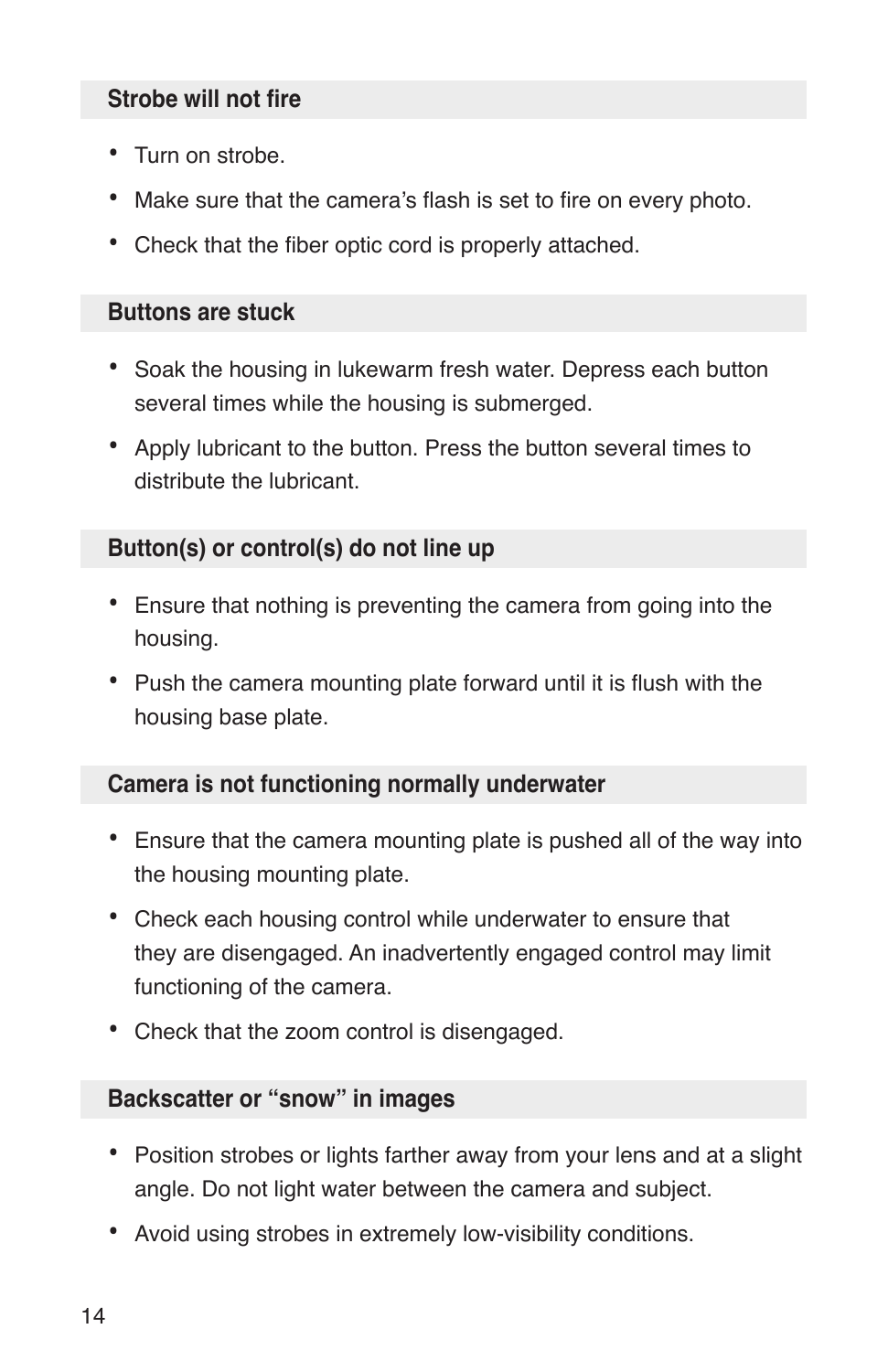### Strobe will not fire

- Turn on strobe.
- Make sure that the camera's flash is set to fire on every photo.
- Check that the fiber optic cord is properly attached.

### Buttons are stuck

- Soak the housing in lukewarm fresh water. Depress each button several times while the housing is submerged.
- Apply lubricant to the button. Press the button several times to distribute the lubricant.

### Button(s) or control(s) do not line up

- Ensure that nothing is preventing the camera from going into the housing.
- Push the camera mounting plate forward until it is flush with the housing base plate.

### Camera is not functioning normally underwater

- Ensure that the camera mounting plate is pushed all of the way into the housing mounting plate.
- Check each housing control while underwater to ensure that they are disengaged. An inadvertently engaged control may limit functioning of the camera.
- Check that the zoom control is disengaged.

### Backscatter or "snow" in images

- Position strobes or lights farther away from your lens and at a slight angle. Do not light water between the camera and subject.
- Avoid using strobes in extremely low-visibility conditions.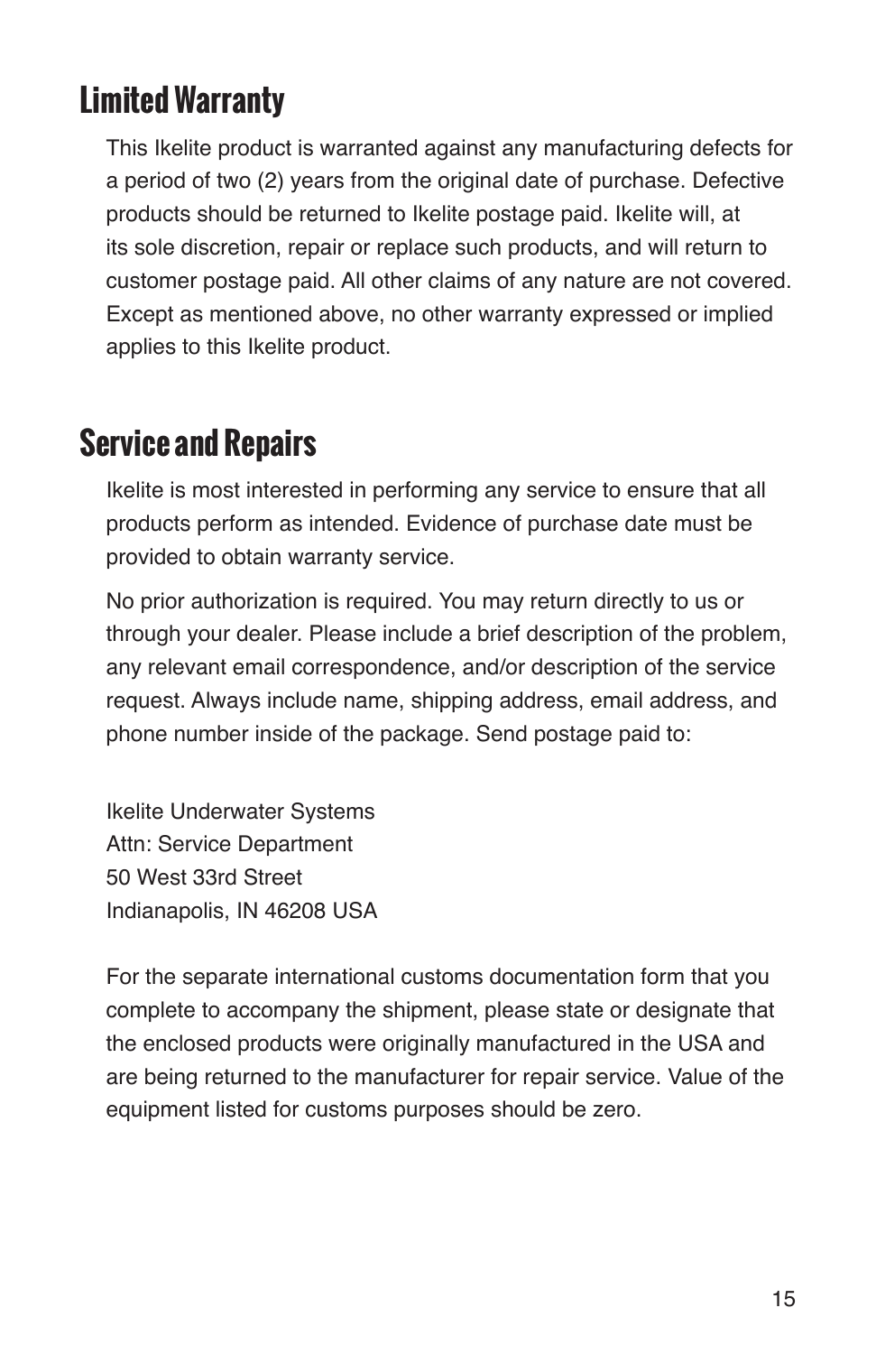## Limited Warranty

This Ikelite product is warranted against any manufacturing defects for a period of two (2) years from the original date of purchase. Defective products should be returned to Ikelite postage paid. Ikelite will, at its sole discretion, repair or replace such products, and will return to customer postage paid. All other claims of any nature are not covered. Except as mentioned above, no other warranty expressed or implied applies to this Ikelite product.

## Service and Repairs

Ikelite is most interested in performing any service to ensure that all products perform as intended. Evidence of purchase date must be provided to obtain warranty service.

No prior authorization is required. You may return directly to us or through your dealer. Please include a brief description of the problem, any relevant email correspondence, and/or description of the service request. Always include name, shipping address, email address, and phone number inside of the package. Send postage paid to:

Ikelite Underwater Systems  
Attn: Service Department  
50 West 33rd Street  
Indianapolis, IN 46208 USA

For the separate international customs documentation form that you complete to accompany the shipment, please state or designate that the enclosed products were originally manufactured in the USA and are being returned to the manufacturer for repair service. Value of the equipment listed for customs purposes should be zero.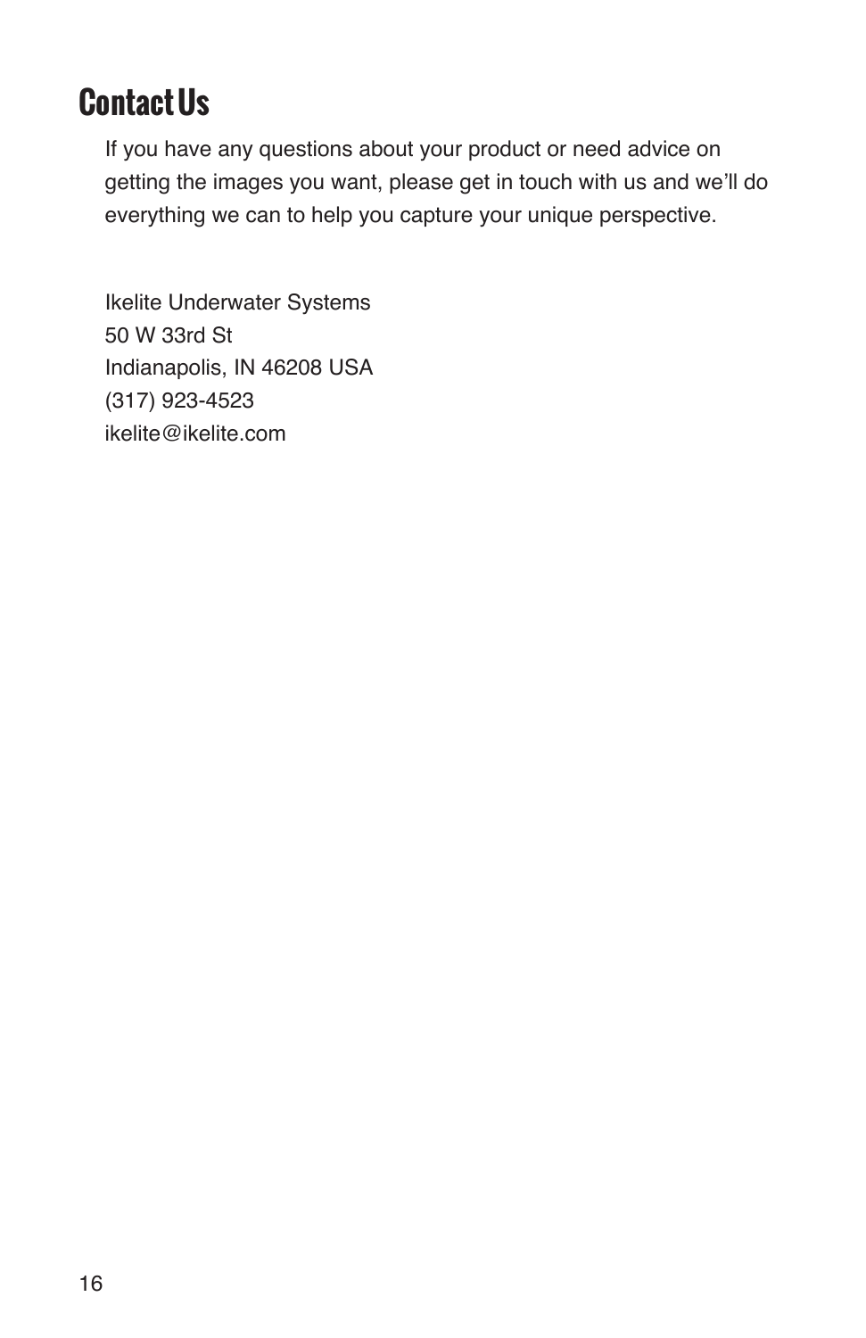# Contact Us

If you have any questions about your product or need advice on getting the images you want, please get in touch with us and we'll do everything we can to help you capture your unique perspective.

Ikelite Underwater Systems
50 W 33rd St
Indianapolis, IN 46208 USA
(317) 923-4523
ikelite@ikelite.com